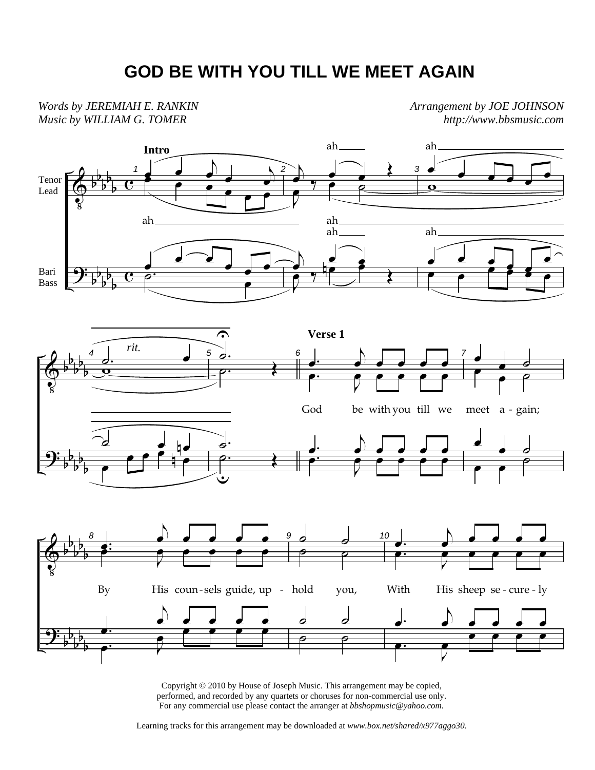# GOD BE WITH YOU TILL WE MEET AGAIN

*Words by JEREMIAH E. RANKIN*
*Music by WILLIAM G. TOMER*

*Arrangement by JOE JOHNSON*
*http://www.bbsmusic.com*

Copyright © 2010 by House of Joseph Music. This arrangement may be copied, performed, and recorded by any quartets or choruses for non-commercial use only. For any commercial use please contact the arranger at *bbshopmusic@yahoo.com*.

Learning tracks for this arrangement may be downloaded at *www.box.net/shared/x977aggo30.*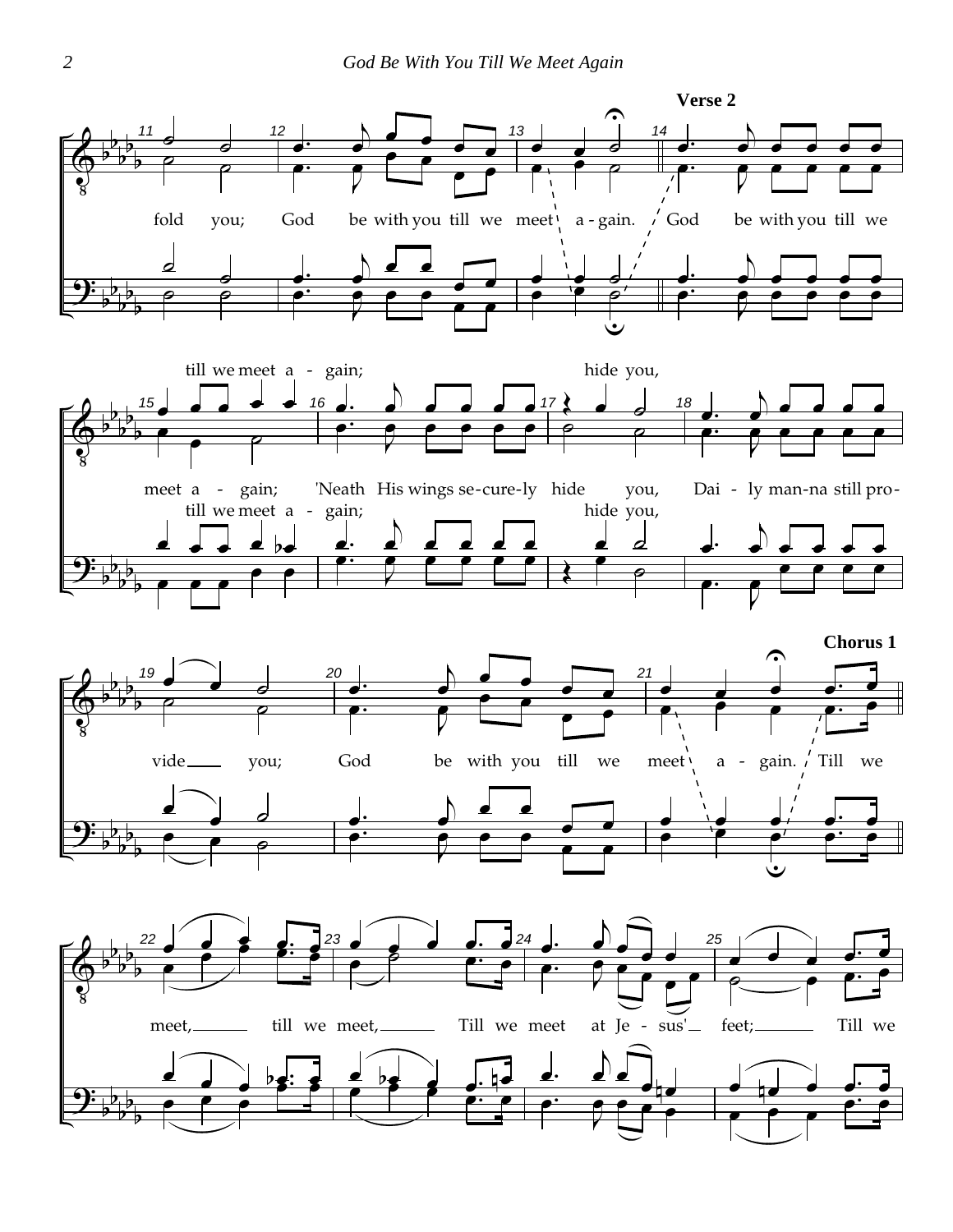fold you; God be with you till we meet a - gain.

**Verse 2**

God be with you till we meet a - gain; 'Neath His wings se-cure-ly hide you, Dai - ly man-na still pro-

till we meet a - gain; hide you,

vide you; God be with you till we meet a - gain.

**Chorus 1**

Till we meet, till we meet, Till we meet at Je - sus' feet; Till we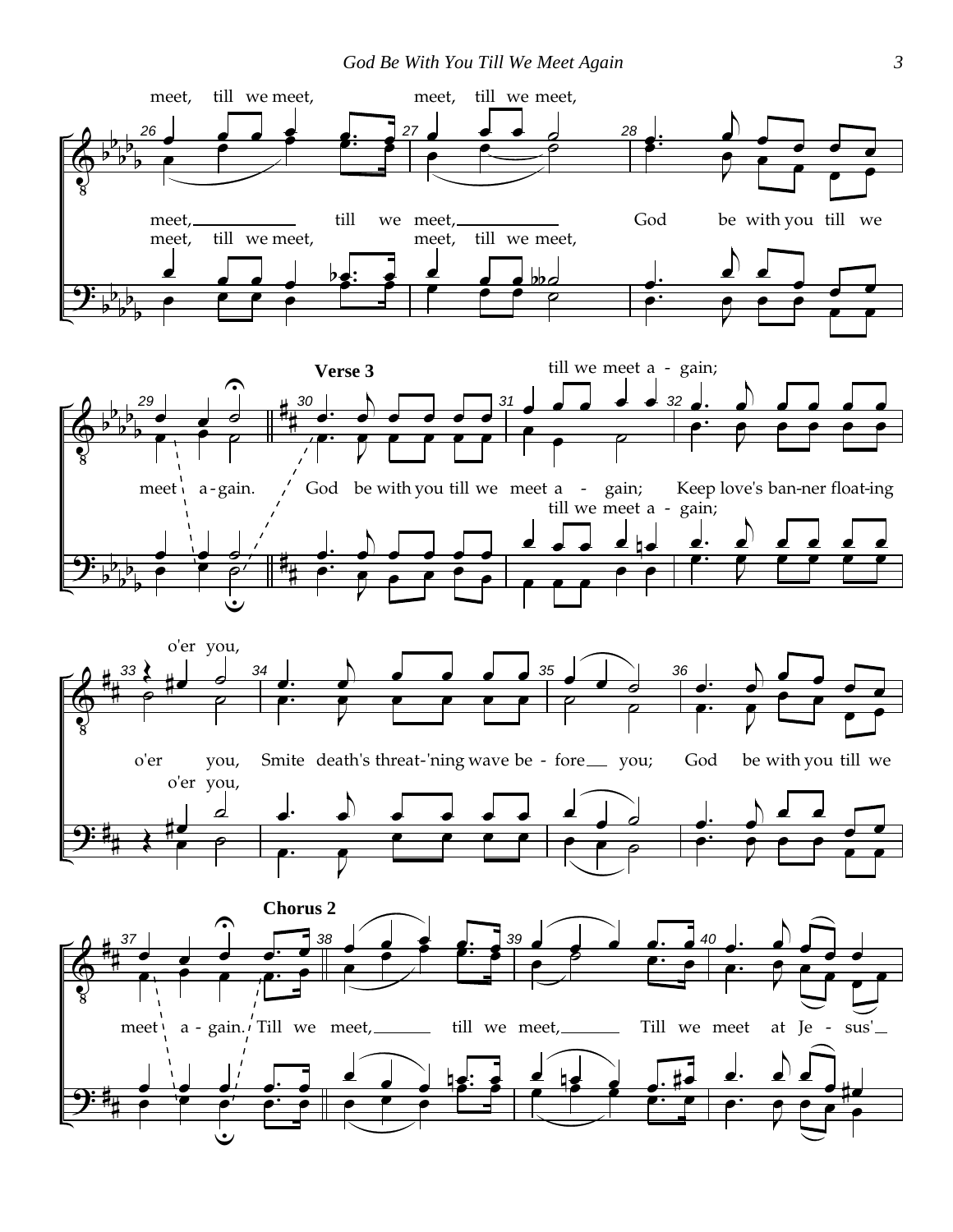meet, till we meet, meet, till we meet,

meet, till we meet, God be with you till we

meet, till we meet, meet, till we meet,

### Verse 3

till we meet a - gain;

meet a - gain. God be with you till we meet a - gain; Keep love's ban-ner float-ing

till we meet a - gain;

o'er you,

o'er you, Smite death's threat-'ning wave be - fore you; God be with you till we

o'er you,

### Chorus 2

meet a - gain. Till we meet, till we meet, Till we meet at Je - sus'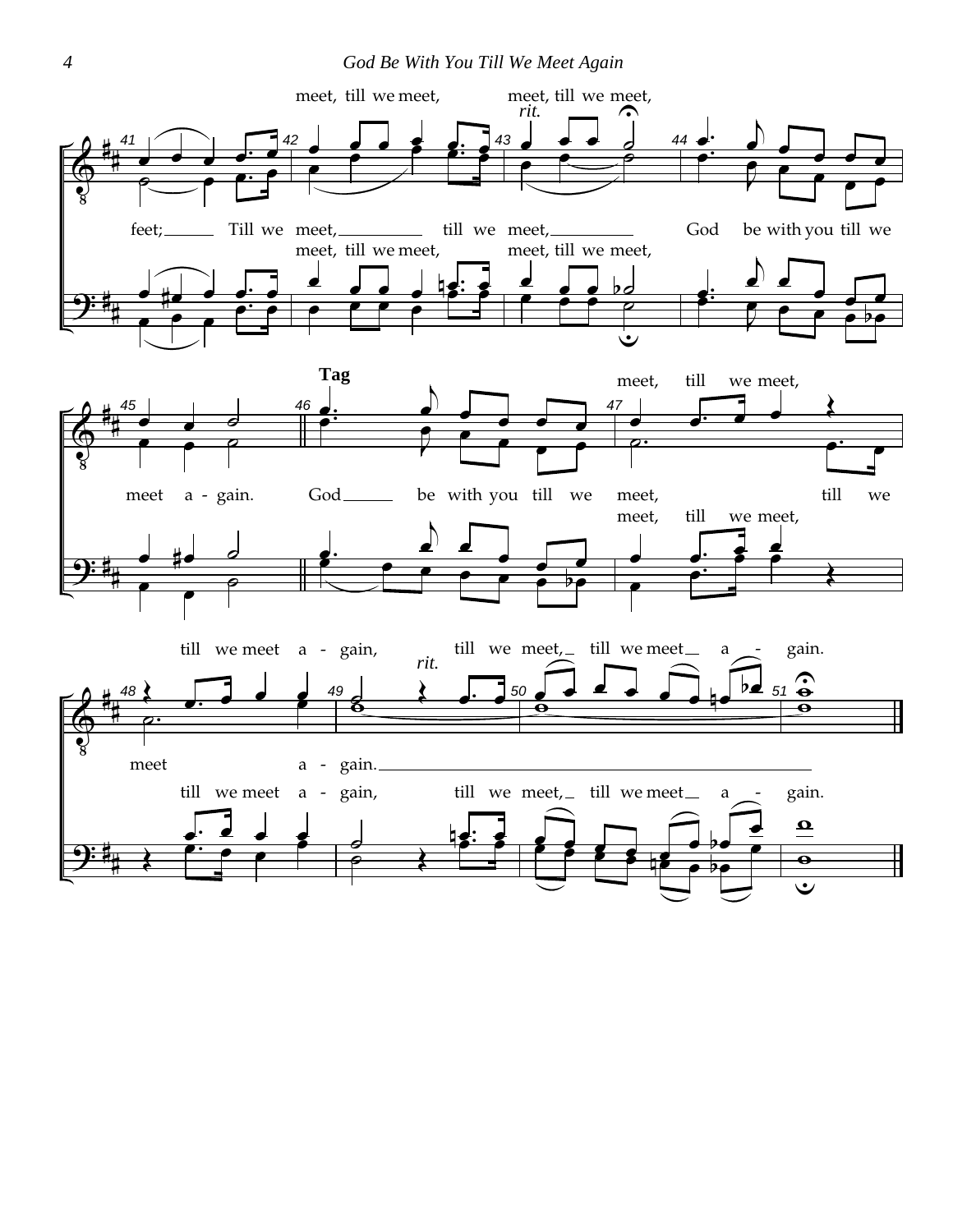meet, till we meet, meet, till we meet,

*rit.*

feet; Till we meet, till we meet, God be with you till we

meet, till we meet, meet, till we meet,

**Tag**

meet, till we meet,

meet a - gain. God be with you till we meet, till we

meet, till we meet,

till we meet a - gain, till we meet, till we meet a - gain.

*rit.*

meet a - gain.

till we meet a - gain, till we meet, till we meet a - gain.